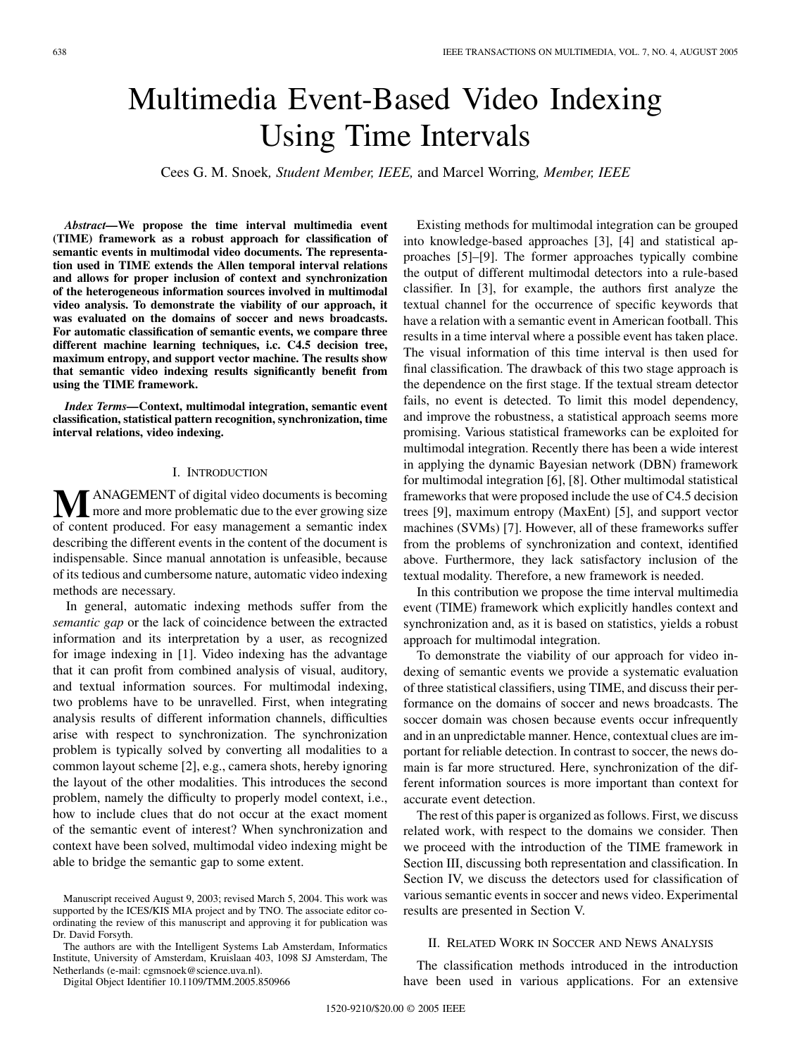# Multimedia Event-Based Video Indexing Using Time Intervals

Cees G. M. Snoek, *Student Member, IEEE,* and Marcel Worring, *Member, IEEE*

***Abstract*—We propose the time interval multimedia event (TIME) framework as a robust approach for classification of semantic events in multimodal video documents. The representation used in TIME extends the Allen temporal interval relations and allows for proper inclusion of context and synchronization of the heterogeneous information sources involved in multimodal video analysis. To demonstrate the viability of our approach, it was evaluated on the domains of soccer and news broadcasts. For automatic classification of semantic events, we compare three different machine learning techniques, i.c. C4.5 decision tree, maximum entropy, and support vector machine. The results show that semantic video indexing results significantly benefit from using the TIME framework.**

***Index Terms*—Context, multimodal integration, semantic event classification, statistical pattern recognition, synchronization, time interval relations, video indexing.**

## I. Introduction

Management of digital video documents is becoming more and more problematic due to the ever growing size of content produced. For easy management a semantic index describing the different events in the content of the document is indispensable. Since manual annotation is unfeasible, because of its tedious and cumbersome nature, automatic video indexing methods are necessary.

In general, automatic indexing methods suffer from the *semantic gap* or the lack of coincidence between the extracted information and its interpretation by a user, as recognized for image indexing in [1]. Video indexing has the advantage that it can profit from combined analysis of visual, auditory, and textual information sources. For multimodal indexing, two problems have to be unravelled. First, when integrating analysis results of different information channels, difficulties arise with respect to synchronization. The synchronization problem is typically solved by converting all modalities to a common layout scheme [2], e.g., camera shots, hereby ignoring the layout of the other modalities. This introduces the second problem, namely the difficulty to properly model context, i.e., how to include clues that do not occur at the exact moment of the semantic event of interest? When synchronization and context have been solved, multimodal video indexing might be able to bridge the semantic gap to some extent.

Existing methods for multimodal integration can be grouped into knowledge-based approaches [3], [4] and statistical approaches [5]–[9]. The former approaches typically combine the output of different multimodal detectors into a rule-based classifier. In [3], for example, the authors first analyze the textual channel for the occurrence of specific keywords that have a relation with a semantic event in American football. This results in a time interval where a possible event has taken place. The visual information of this time interval is then used for final classification. The drawback of this two stage approach is the dependence on the first stage. If the textual stream detector fails, no event is detected. To limit this model dependency, and improve the robustness, a statistical approach seems more promising. Various statistical frameworks can be exploited for multimodal integration. Recently there has been a wide interest in applying the dynamic Bayesian network (DBN) framework for multimodal integration [6], [8]. Other multimodal statistical frameworks that were proposed include the use of C4.5 decision trees [9], maximum entropy (MaxEnt) [5], and support vector machines (SVMs) [7]. However, all of these frameworks suffer from the problems of synchronization and context, identified above. Furthermore, they lack satisfactory inclusion of the textual modality. Therefore, a new framework is needed.

In this contribution we propose the time interval multimedia event (TIME) framework which explicitly handles context and synchronization and, as it is based on statistics, yields a robust approach for multimodal integration.

To demonstrate the viability of our approach for video indexing of semantic events we provide a systematic evaluation of three statistical classifiers, using TIME, and discuss their performance on the domains of soccer and news broadcasts. The soccer domain was chosen because events occur infrequently and in an unpredictable manner. Hence, contextual clues are important for reliable detection. In contrast to soccer, the news domain is far more structured. Here, synchronization of the different information sources is more important than context for accurate event detection.

The rest of this paper is organized as follows. First, we discuss related work, with respect to the domains we consider. Then we proceed with the introduction of the TIME framework in Section III, discussing both representation and classification. In Section IV, we discuss the detectors used for classification of various semantic events in soccer and news video. Experimental results are presented in Section V.

## II. Related Work in Soccer and News Analysis

The classification methods introduced in the introduction have been used in various applications. For an extensive

---

Manuscript received August 9, 2003; revised March 5, 2004. This work was supported by the ICES/KIS MIA project and by TNO. The associate editor coordinating the review of this manuscript and approving it for publication was Dr. David Forsyth.

The authors are with the Intelligent Systems Lab Amsterdam, Informatics Institute, University of Amsterdam, Kruislaan 403, 1098 SJ Amsterdam, The Netherlands (e-mail: cgmsnoek@science.uva.nl).

Digital Object Identifier 10.1109/TMM.2005.850966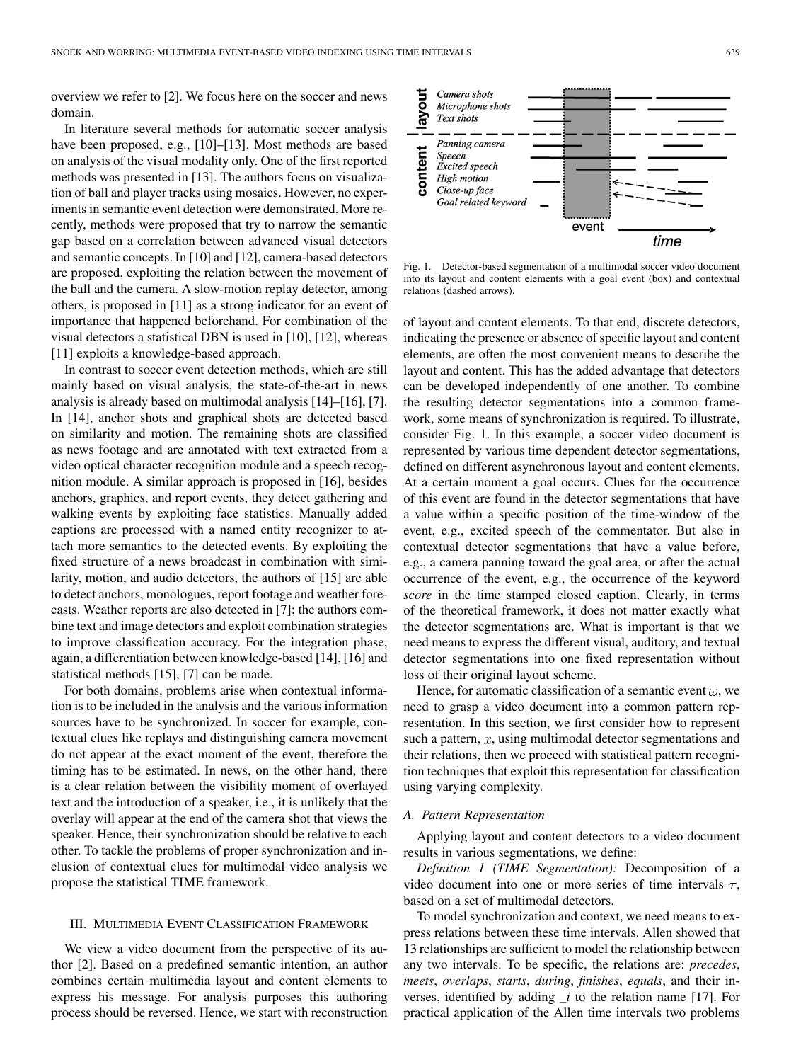overview we refer to [2]. We focus here on the soccer and news domain.

In literature several methods for automatic soccer analysis have been proposed, e.g., [10]–[13]. Most methods are based on analysis of the visual modality only. One of the first reported methods was presented in [13]. The authors focus on visualization of ball and player tracks using mosaics. However, no experiments in semantic event detection were demonstrated. More recently, methods were proposed that try to narrow the semantic gap based on a correlation between advanced visual detectors and semantic concepts. In [10] and [12], camera-based detectors are proposed, exploiting the relation between the movement of the ball and the camera. A slow-motion replay detector, among others, is proposed in [11] as a strong indicator for an event of importance that happened beforehand. For combination of the visual detectors a statistical DBN is used in [10], [12], whereas [11] exploits a knowledge-based approach.

In contrast to soccer event detection methods, which are still mainly based on visual analysis, the state-of-the-art in news analysis is already based on multimodal analysis [14]–[16], [7]. In [14], anchor shots and graphical shots are detected based on similarity and motion. The remaining shots are classified as news footage and are annotated with text extracted from a video optical character recognition module and a speech recognition module. A similar approach is proposed in [16], besides anchors, graphics, and report events, they detect gathering and walking events by exploiting face statistics. Manually added captions are processed with a named entity recognizer to attach more semantics to the detected events. By exploiting the fixed structure of a news broadcast in combination with similarity, motion, and audio detectors, the authors of [15] are able to detect anchors, monologues, report footage and weather forecasts. Weather reports are also detected in [7]; the authors combine text and image detectors and exploit combination strategies to improve classification accuracy. For the integration phase, again, a differentiation between knowledge-based [14], [16] and statistical methods [15], [7] can be made.

For both domains, problems arise when contextual information is to be included in the analysis and the various information sources have to be synchronized. In soccer for example, contextual clues like replays and distinguishing camera movement do not appear at the exact moment of the event, therefore the timing has to be estimated. In news, on the other hand, there is a clear relation between the visibility moment of overlayed text and the introduction of a speaker, i.e., it is unlikely that the overlay will appear at the end of the camera shot that views the speaker. Hence, their synchronization should be relative to each other. To tackle the problems of proper synchronization and inclusion of contextual clues for multimodal video analysis we propose the statistical TIME framework.

## III. Multimedia Event Classification Framework

We view a video document from the perspective of its author [2]. Based on a predefined semantic intention, an author combines certain multimedia layout and content elements to express his message. For analysis purposes this authoring process should be reversed. Hence, we start with reconstruction of layout and content elements. To that end, discrete detectors, indicating the presence or absence of specific layout and content elements, are often the most convenient means to describe the layout and content. This has the added advantage that detectors can be developed independently of one another. To combine the resulting detector segmentations into a common framework, some means of synchronization is required. To illustrate, consider Fig. 1. In this example, a soccer video document is represented by various time dependent detector segmentations, defined on different asynchronous layout and content elements. At a certain moment a goal occurs. Clues for the occurrence of this event are found in the detector segmentations that have a value within a specific position of the time-window of the event, e.g., excited speech of the commentator. But also in contextual detector segmentations that have a value before, e.g., a camera panning toward the goal area, or after the actual occurrence of the event, e.g., the occurrence of the keyword *score* in the time stamped closed caption. Clearly, in terms of the theoretical framework, it does not matter exactly what the detector segmentations are. What is important is that we need means to express the different visual, auditory, and textual detector segmentations into one fixed representation without loss of their original layout scheme.

layout
Camera shots
Microphone shots
Text shots
content
Panning camera
Speech
Excited speech
High motion
Close-up face
Goal related keyword
event
time

Fig. 1. Detector-based segmentation of a multimodal soccer video document into its layout and content elements with a goal event (box) and contextual relations (dashed arrows).

Hence, for automatic classification of a semantic event $\omega$, we need to grasp a video document into a common pattern representation. In this section, we first consider how to represent such a pattern, $x$, using multimodal detector segmentations and their relations, then we proceed with statistical pattern recognition techniques that exploit this representation for classification using varying complexity.

### A. Pattern Representation

Applying layout and content detectors to a video document results in various segmentations, we define:

*Definition 1 (TIME Segmentation):* Decomposition of a video document into one or more series of time intervals $\tau$, based on a set of multimodal detectors.

To model synchronization and context, we need means to express relations between these time intervals. Allen showed that 13 relationships are sufficient to model the relationship between any two intervals. To be specific, the relations are: *precedes*, *meets*, *overlaps*, *starts*, *during*, *finishes*, *equals*, and their inverses, identified by adding *_i* to the relation name [17]. For practical application of the Allen time intervals two problems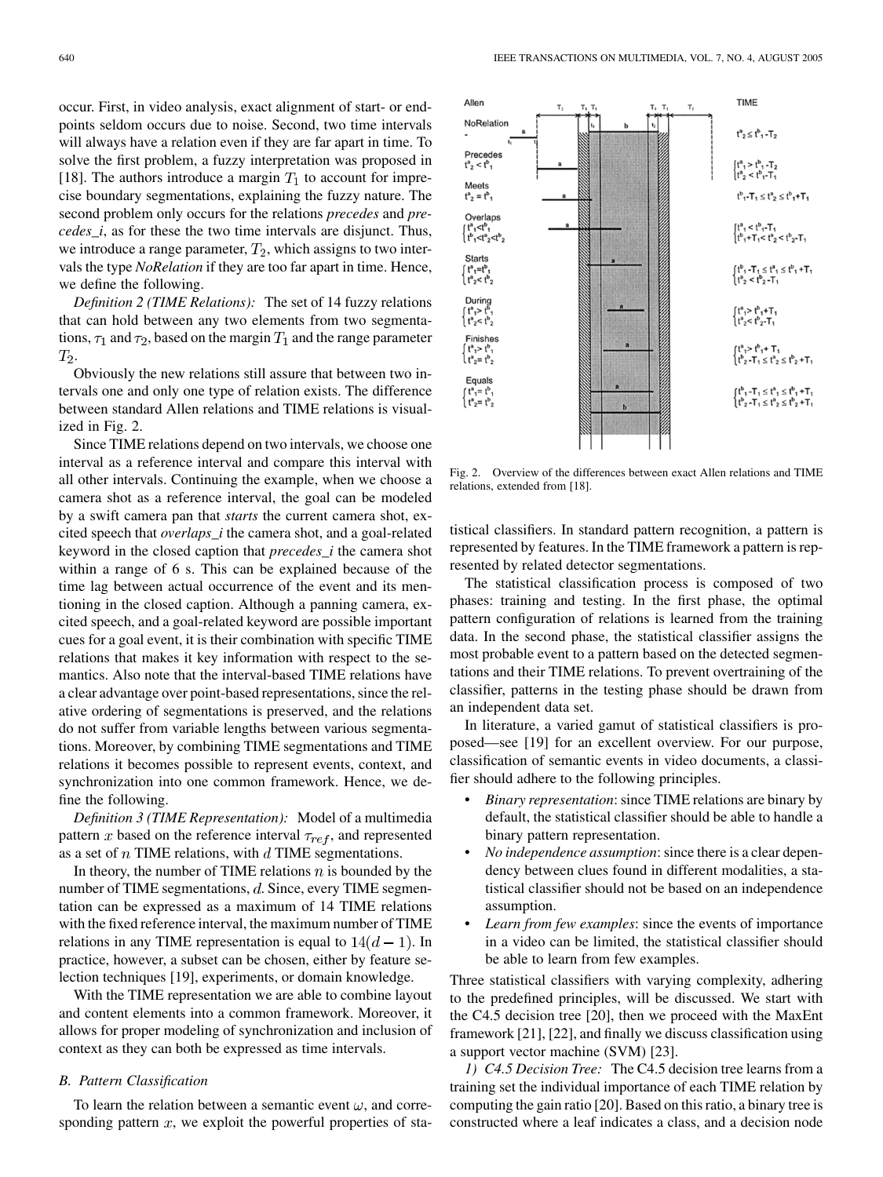occur. First, in video analysis, exact alignment of start- or endpoints seldom occurs due to noise. Second, two time intervals will always have a relation even if they are far apart in time. To solve the first problem, a fuzzy interpretation was proposed in [18]. The authors introduce a margin $T_1$ to account for imprecise boundary segmentations, explaining the fuzzy nature. The second problem only occurs for the relations *precedes* and *precedes_i*, as for these the two time intervals are disjunct. Thus, we introduce a range parameter, $T_2$, which assigns to two intervals the type *NoRelation* if they are too far apart in time. Hence, we define the following.

*Definition 2 (TIME Relations):* The set of 14 fuzzy relations that can hold between any two elements from two segmentations, $\tau_1$ and $\tau_2$, based on the margin $T_1$ and the range parameter $T_2$.

Obviously the new relations still assure that between two intervals one and only one type of relation exists. The difference between standard Allen relations and TIME relations is visualized in Fig. 2.

Since TIME relations depend on two intervals, we choose one interval as a reference interval and compare this interval with all other intervals. Continuing the example, when we choose a camera shot as a reference interval, the goal can be modeled by a swift camera pan that *starts* the current camera shot, excited speech that *overlaps_i* the camera shot, and a goal-related keyword in the closed caption that *precedes_i* the camera shot within a range of 6 s. This can be explained because of the time lag between actual occurrence of the event and its mentioning in the closed caption. Although a panning camera, excited speech, and a goal-related keyword are possible important cues for a goal event, it is their combination with specific TIME relations that makes it key information with respect to the semantics. Also note that the interval-based TIME relations have a clear advantage over point-based representations, since the relative ordering of segmentations is preserved, and the relations do not suffer from variable lengths between various segmentations. Moreover, by combining TIME segmentations and TIME relations it becomes possible to represent events, context, and synchronization into one common framework. Hence, we define the following.

*Definition 3 (TIME Representation):* Model of a multimedia pattern $x$ based on the reference interval $\tau_{ref}$, and represented as a set of $n$ TIME relations, with $d$ TIME segmentations.

In theory, the number of TIME relations $n$ is bounded by the number of TIME segmentations, $d$. Since, every TIME segmentation can be expressed as a maximum of 14 TIME relations with the fixed reference interval, the maximum number of TIME relations in any TIME representation is equal to $14(d-1)$. In practice, however, a subset can be chosen, either by feature selection techniques [19], experiments, or domain knowledge.

With the TIME representation we are able to combine layout and content elements into a common framework. Moreover, it allows for proper modeling of synchronization and inclusion of context as they can both be expressed as time intervals.

### B. Pattern Classification

To learn the relation between a semantic event $\omega$, and corresponding pattern $x$, we exploit the powerful properties of statistical classifiers. In standard pattern recognition, a pattern is represented by features. In the TIME framework a pattern is represented by related detector segmentations.

Fig. 2. Overview of the differences between exact Allen relations and TIME relations, extended from [18].

The statistical classification process is composed of two phases: training and testing. In the first phase, the optimal pattern configuration of relations is learned from the training data. In the second phase, the statistical classifier assigns the most probable event to a pattern based on the detected segmentations and their TIME relations. To prevent overtraining of the classifier, patterns in the testing phase should be drawn from an independent data set.

In literature, a varied gamut of statistical classifiers is proposed—see [19] for an excellent overview. For our purpose, classification of semantic events in video documents, a classifier should adhere to the following principles.

- *Binary representation*: since TIME relations are binary by default, the statistical classifier should be able to handle a binary pattern representation.
- *No independence assumption*: since there is a clear dependency between clues found in different modalities, a statistical classifier should not be based on an independence assumption.
- *Learn from few examples*: since the events of importance in a video can be limited, the statistical classifier should be able to learn from few examples.

Three statistical classifiers with varying complexity, adhering to the predefined principles, will be discussed. We start with the C4.5 decision tree [20], then we proceed with the MaxEnt framework [21], [22], and finally we discuss classification using a support vector machine (SVM) [23].

*1) C4.5 Decision Tree:* The C4.5 decision tree learns from a training set the individual importance of each TIME relation by computing the gain ratio [20]. Based on this ratio, a binary tree is constructed where a leaf indicates a class, and a decision node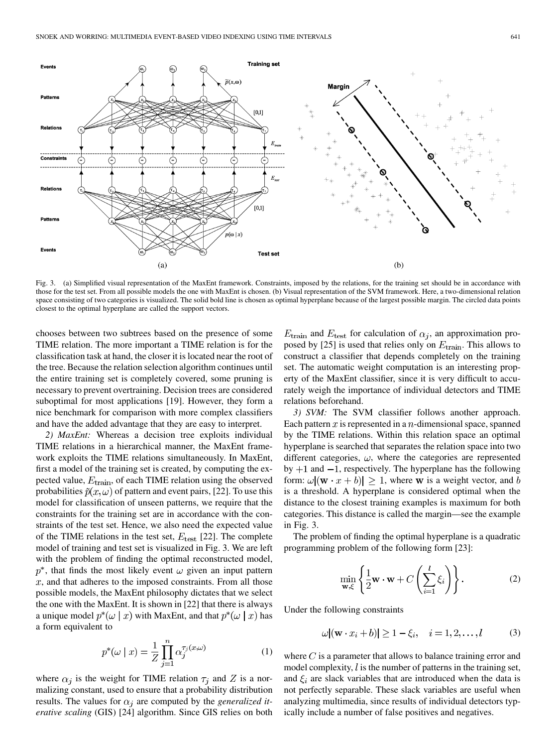Fig. 3. (a) Simplified visual representation of the MaxEnt framework. Constraints, imposed by the relations, for the training set should be in accordance with those for the test set. From all possible models the one with MaxEnt is chosen. (b) Visual representation of the SVM framework. Here, a two-dimensional relation space consisting of two categories is visualized. The solid bold line is chosen as optimal hyperplane because of the largest possible margin. The circled data points closest to the optimal hyperplane are called the support vectors.

chooses between two subtrees based on the presence of some TIME relation. The more important a TIME relation is for the classification task at hand, the closer it is located near the root of the tree. Because the relation selection algorithm continues until the entire training set is completely covered, some pruning is necessary to prevent overtraining. Decision trees are considered suboptimal for most applications [19]. However, they form a nice benchmark for comparison with more complex classifiers and have the added advantage that they are easy to interpret.

*2) MaxEnt:* Whereas a decision tree exploits individual TIME relations in a hierarchical manner, the MaxEnt framework exploits the TIME relations simultaneously. In MaxEnt, first a model of the training set is created, by computing the expected value, $E_{\text{train}}$, of each TIME relation using the observed probabilities $\tilde{p}(x,\omega)$ of pattern and event pairs, [22]. To use this model for classification of unseen patterns, we require that the constraints for the training set are in accordance with the constraints of the test set. Hence, we also need the expected value of the TIME relations in the test set, $E_{\text{test}}$ [22]. The complete model of training and test set is visualized in Fig. 3. We are left with the problem of finding the optimal reconstructed model, $p^*$, that finds the most likely event $\omega$ given an input pattern $x$, and that adheres to the imposed constraints. From all those possible models, the MaxEnt philosophy dictates that we select the one with the MaxEnt. It is shown in [22] that there is always a unique model $p^*(\omega \mid x)$ with MaxEnt, and that $p^*(\omega \mid x)$ has a form equivalent to

$$p^*(\omega \mid x) = \frac{1}{Z}\prod_{j=1}^{n}\alpha_j^{\tau_j(x,\omega)} \tag{1}$$

where $\alpha_j$ is the weight for TIME relation $\tau_j$ and $Z$ is a normalizing constant, used to ensure that a probability distribution results. The values for $\alpha_j$ are computed by the *generalized iterative scaling* (GIS) [24] algorithm. Since GIS relies on both $E_{\text{train}}$ and $E_{\text{test}}$ for calculation of $\alpha_j$, an approximation proposed by [25] is used that relies only on $E_{\text{train}}$. This allows to construct a classifier that depends completely on the training set. The automatic weight computation is an interesting property of the MaxEnt classifier, since it is very difficult to accurately weigh the importance of individual detectors and TIME relations beforehand.

*3) SVM:* The SVM classifier follows another approach. Each pattern $x$ is represented in a $n$-dimensional space, spanned by the TIME relations. Within this relation space an optimal hyperplane is searched that separates the relation space into two different categories, $\omega$, where the categories are represented by $+1$ and $-1$, respectively. The hyperplane has the following form: $\omega|(\mathbf{w}\cdot x + b)| \geq 1$, where $\mathbf{w}$ is a weight vector, and $b$ is a threshold. A hyperplane is considered optimal when the distance to the closest training examples is maximum for both categories. This distance is called the margin—see the example in Fig. 3.

The problem of finding the optimal hyperplane is a quadratic programming problem of the following form [23]:

$$\min_{\mathbf{w},\xi}\left\{\frac{1}{2}\mathbf{w}\cdot\mathbf{w} + C\left(\sum_{i=1}^{l}\xi_i\right)\right\}. \tag{2}$$

Under the following constraints

$$\omega|(\mathbf{w}\cdot x_i + b)| \geq 1-\xi_i, \quad i = 1,2,\ldots,l \tag{3}$$

where $C$ is a parameter that allows to balance training error and model complexity, $l$ is the number of patterns in the training set, and $\xi_i$ are slack variables that are introduced when the data is not perfectly separable. These slack variables are useful when analyzing multimedia, since results of individual detectors typically include a number of false positives and negatives.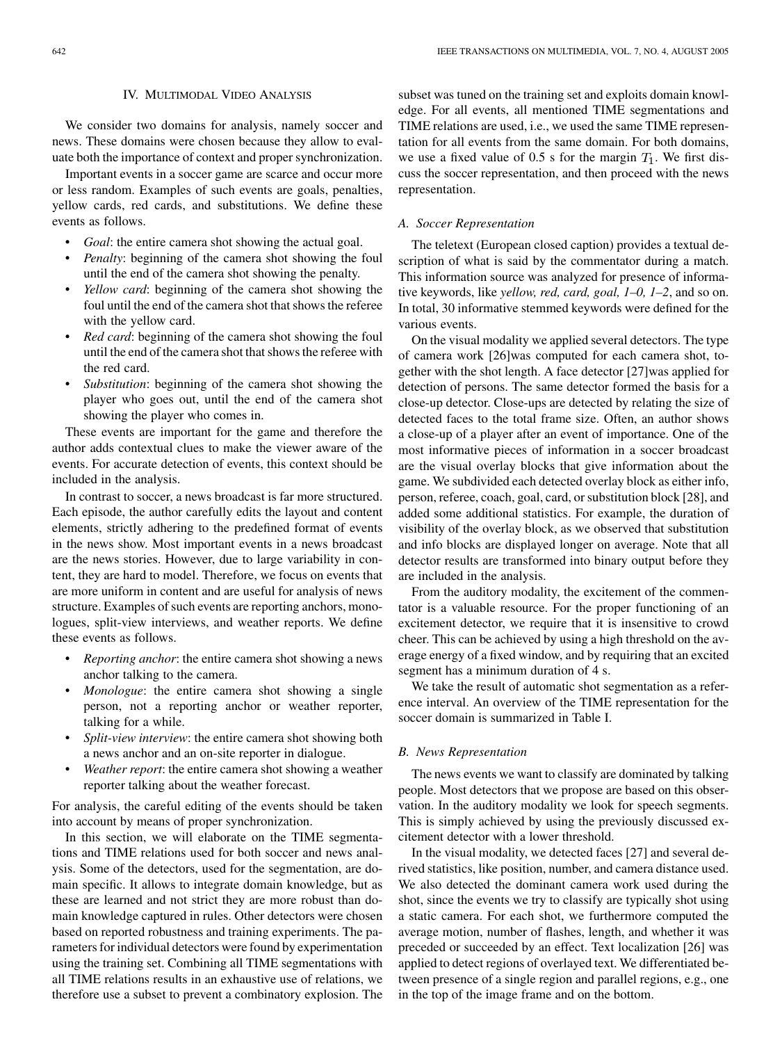## IV. Multimodal Video Analysis

We consider two domains for analysis, namely soccer and news. These domains were chosen because they allow to evaluate both the importance of context and proper synchronization.

Important events in a soccer game are scarce and occur more or less random. Examples of such events are goals, penalties, yellow cards, red cards, and substitutions. We define these events as follows.

- *Goal*: the entire camera shot showing the actual goal.
- *Penalty*: beginning of the camera shot showing the foul until the end of the camera shot showing the penalty.
- *Yellow card*: beginning of the camera shot showing the foul until the end of the camera shot that shows the referee with the yellow card.
- *Red card*: beginning of the camera shot showing the foul until the end of the camera shot that shows the referee with the red card.
- *Substitution*: beginning of the camera shot showing the player who goes out, until the end of the camera shot showing the player who comes in.

These events are important for the game and therefore the author adds contextual clues to make the viewer aware of the events. For accurate detection of events, this context should be included in the analysis.

In contrast to soccer, a news broadcast is far more structured. Each episode, the author carefully edits the layout and content elements, strictly adhering to the predefined format of events in the news show. Most important events in a news broadcast are the news stories. However, due to large variability in content, they are hard to model. Therefore, we focus on events that are more uniform in content and are useful for analysis of news structure. Examples of such events are reporting anchors, monologues, split-view interviews, and weather reports. We define these events as follows.

- *Reporting anchor*: the entire camera shot showing a news anchor talking to the camera.
- *Monologue*: the entire camera shot showing a single person, not a reporting anchor or weather reporter, talking for a while.
- *Split-view interview*: the entire camera shot showing both a news anchor and an on-site reporter in dialogue.
- *Weather report*: the entire camera shot showing a weather reporter talking about the weather forecast.

For analysis, the careful editing of the events should be taken into account by means of proper synchronization.

In this section, we will elaborate on the TIME segmentations and TIME relations used for both soccer and news analysis. Some of the detectors, used for the segmentation, are domain specific. It allows to integrate domain knowledge, but as these are learned and not strict they are more robust than domain knowledge captured in rules. Other detectors were chosen based on reported robustness and training experiments. The parameters for individual detectors were found by experimentation using the training set. Combining all TIME segmentations with all TIME relations results in an exhaustive use of relations, we therefore use a subset to prevent a combinatory explosion. The subset was tuned on the training set and exploits domain knowledge. For all events, all mentioned TIME segmentations and TIME relations are used, i.e., we used the same TIME representation for all events from the same domain. For both domains, we use a fixed value of 0.5 s for the margin $T_1$. We first discuss the soccer representation, and then proceed with the news representation.

### A. Soccer Representation

The teletext (European closed caption) provides a textual description of what is said by the commentator during a match. This information source was analyzed for presence of informative keywords, like *yellow, red, card, goal, 1–0, 1–2*, and so on. In total, 30 informative stemmed keywords were defined for the various events.

On the visual modality we applied several detectors. The type of camera work [26]was computed for each camera shot, together with the shot length. A face detector [27]was applied for detection of persons. The same detector formed the basis for a close-up detector. Close-ups are detected by relating the size of detected faces to the total frame size. Often, an author shows a close-up of a player after an event of importance. One of the most informative pieces of information in a soccer broadcast are the visual overlay blocks that give information about the game. We subdivided each detected overlay block as either info, person, referee, coach, goal, card, or substitution block [28], and added some additional statistics. For example, the duration of visibility of the overlay block, as we observed that substitution and info blocks are displayed longer on average. Note that all detector results are transformed into binary output before they are included in the analysis.

From the auditory modality, the excitement of the commentator is a valuable resource. For the proper functioning of an excitement detector, we require that it is insensitive to crowd cheer. This can be achieved by using a high threshold on the average energy of a fixed window, and by requiring that an excited segment has a minimum duration of 4 s.

We take the result of automatic shot segmentation as a reference interval. An overview of the TIME representation for the soccer domain is summarized in Table I.

### B. News Representation

The news events we want to classify are dominated by talking people. Most detectors that we propose are based on this observation. In the auditory modality we look for speech segments. This is simply achieved by using the previously discussed excitement detector with a lower threshold.

In the visual modality, we detected faces [27] and several derived statistics, like position, number, and camera distance used. We also detected the dominant camera work used during the shot, since the events we try to classify are typically shot using a static camera. For each shot, we furthermore computed the average motion, number of flashes, length, and whether it was preceded or succeeded by an effect. Text localization [26] was applied to detect regions of overlayed text. We differentiated between presence of a single region and parallel regions, e.g., one in the top of the image frame and on the bottom.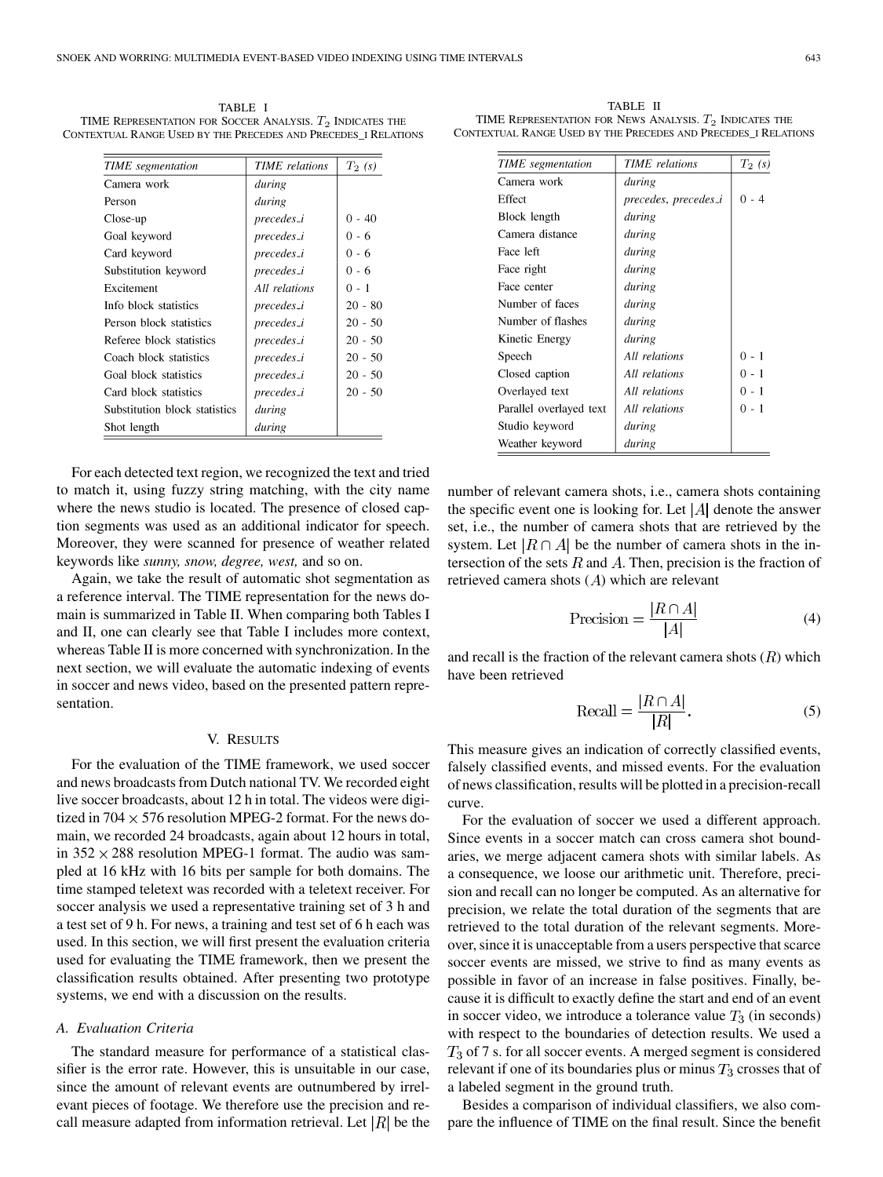TABLE I
TIME Representation for Soccer Analysis. $T_2$ Indicates the Contextual Range Used by the Precedes and Precedes_i Relations

| *TIME segmentation* | *TIME relations* | $T_2$ *(s)* |
|---|---|---|
| Camera work | *during* | |
| Person | *during* | |
| Close-up | *precedes_i* | 0 - 40 |
| Goal keyword | *precedes_i* | 0 - 6 |
| Card keyword | *precedes_i* | 0 - 6 |
| Substitution keyword | *precedes_i* | 0 - 6 |
| Excitement | *All relations* | 0 - 1 |
| Info block statistics | *precedes_i* | 20 - 80 |
| Person block statistics | *precedes_i* | 20 - 50 |
| Referee block statistics | *precedes_i* | 20 - 50 |
| Coach block statistics | *precedes_i* | 20 - 50 |
| Goal block statistics | *precedes_i* | 20 - 50 |
| Card block statistics | *precedes_i* | 20 - 50 |
| Substitution block statistics | *during* | |
| Shot length | *during* | |

TABLE II
TIME Representation for News Analysis. $T_2$ Indicates the Contextual Range Used by the Precedes and Precedes_i Relations

| *TIME segmentation* | *TIME relations* | $T_2$ *(s)* |
|---|---|---|
| Camera work | *during* | |
| Effect | *precedes, precedes_i* | 0 - 4 |
| Block length | *during* | |
| Camera distance | *during* | |
| Face left | *during* | |
| Face right | *during* | |
| Face center | *during* | |
| Number of faces | *during* | |
| Number of flashes | *during* | |
| Kinetic Energy | *during* | |
| Speech | *All relations* | 0 - 1 |
| Closed caption | *All relations* | 0 - 1 |
| Overlayed text | *All relations* | 0 - 1 |
| Parallel overlayed text | *All relations* | 0 - 1 |
| Studio keyword | *during* | |
| Weather keyword | *during* | |

For each detected text region, we recognized the text and tried to match it, using fuzzy string matching, with the city name where the news studio is located. The presence of closed caption segments was used as an additional indicator for speech. Moreover, they were scanned for presence of weather related keywords like *sunny, snow, degree, west,* and so on.

Again, we take the result of automatic shot segmentation as a reference interval. The TIME representation for the news domain is summarized in Table II. When comparing both Tables I and II, one can clearly see that Table I includes more context, whereas Table II is more concerned with synchronization. In the next section, we will evaluate the automatic indexing of events in soccer and news video, based on the presented pattern representation.

## V. Results

For the evaluation of the TIME framework, we used soccer and news broadcasts from Dutch national TV. We recorded eight live soccer broadcasts, about 12 h in total. The videos were digitized in $704 \times 576$ resolution MPEG-2 format. For the news domain, we recorded 24 broadcasts, again about 12 hours in total, in $352 \times 288$ resolution MPEG-1 format. The audio was sampled at 16 kHz with 16 bits per sample for both domains. The time stamped teletext was recorded with a teletext receiver. For soccer analysis we used a representative training set of 3 h and a test set of 9 h. For news, a training and test set of 6 h each was used. In this section, we will first present the evaluation criteria used for evaluating the TIME framework, then we present the classification results obtained. After presenting two prototype systems, we end with a discussion on the results.

### A. Evaluation Criteria

The standard measure for performance of a statistical classifier is the error rate. However, this is unsuitable in our case, since the amount of relevant events are outnumbered by irrelevant pieces of footage. We therefore use the precision and recall measure adapted from information retrieval. Let $|R|$ be the number of relevant camera shots, i.e., camera shots containing the specific event one is looking for. Let $|A|$ denote the answer set, i.e., the number of camera shots that are retrieved by the system. Let $|R \cap A|$ be the number of camera shots in the intersection of the sets $R$ and $A$. Then, precision is the fraction of retrieved camera shots ($A$) which are relevant

$$\text{Precision} = \frac{|R \cap A|}{|A|} \tag{4}$$

and recall is the fraction of the relevant camera shots ($R$) which have been retrieved

$$\text{Recall} = \frac{|R \cap A|}{|R|}. \tag{5}$$

This measure gives an indication of correctly classified events, falsely classified events, and missed events. For the evaluation of news classification, results will be plotted in a precision-recall curve.

For the evaluation of soccer we used a different approach. Since events in a soccer match can cross camera shot boundaries, we merge adjacent camera shots with similar labels. As a consequence, we loose our arithmetic unit. Therefore, precision and recall can no longer be computed. As an alternative for precision, we relate the total duration of the segments that are retrieved to the total duration of the relevant segments. Moreover, since it is unacceptable from a users perspective that scarce soccer events are missed, we strive to find as many events as possible in favor of an increase in false positives. Finally, because it is difficult to exactly define the start and end of an event in soccer video, we introduce a tolerance value $T_3$ (in seconds) with respect to the boundaries of detection results. We used a $T_3$ of 7 s. for all soccer events. A merged segment is considered relevant if one of its boundaries plus or minus $T_3$ crosses that of a labeled segment in the ground truth.

Besides a comparison of individual classifiers, we also compare the influence of TIME on the final result. Since the benefit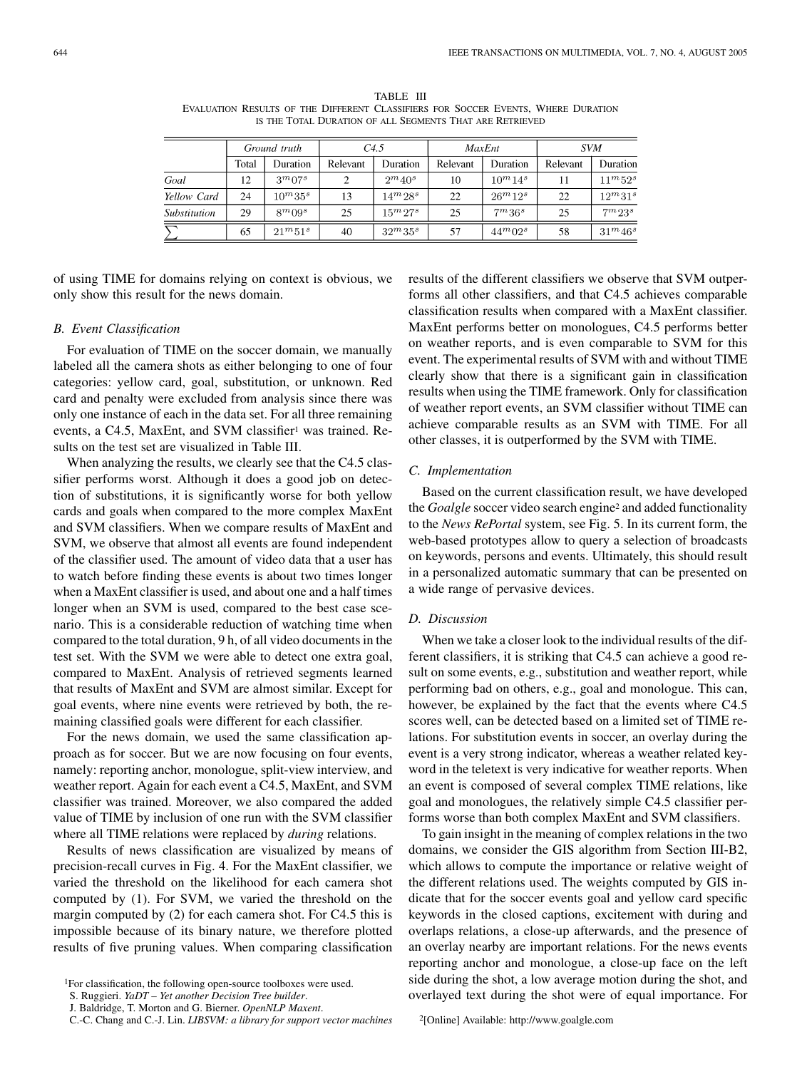TABLE III
EVALUATION RESULTS OF THE DIFFERENT CLASSIFIERS FOR SOCCER EVENTS, WHERE DURATION IS THE TOTAL DURATION OF ALL SEGMENTS THAT ARE RETRIEVED

| | *Ground truth* | | *C4.5* | | *MaxEnt* | | *SVM* | |
|---|---|---|---|---|---|---|---|---|
| | Total | Duration | Relevant | Duration | Relevant | Duration | Relevant | Duration |
| *Goal* | 12 | $3^m07^s$ | 2 | $2^m40^s$ | 10 | $10^m14^s$ | 11 | $11^m52^s$ |
| *Yellow Card* | 24 | $10^m35^s$ | 13 | $14^m28^s$ | 22 | $26^m12^s$ | 22 | $12^m31^s$ |
| *Substitution* | 29 | $8^m09^s$ | 25 | $15^m27^s$ | 25 | $7^m36^s$ | 25 | $7^m23^s$ |
| $\sum$ | 65 | $21^m51^s$ | 40 | $32^m35^s$ | 57 | $44^m02^s$ | 58 | $31^m46^s$ |

of using TIME for domains relying on context is obvious, we only show this result for the news domain.

### *B. Event Classification*

For evaluation of TIME on the soccer domain, we manually labeled all the camera shots as either belonging to one of four categories: yellow card, goal, substitution, or unknown. Red card and penalty were excluded from analysis since there was only one instance of each in the data set. For all three remaining events, a C4.5, MaxEnt, and SVM classifier[1] was trained. Results on the test set are visualized in Table III.

When analyzing the results, we clearly see that the C4.5 classifier performs worst. Although it does a good job on detection of substitutions, it is significantly worse for both yellow cards and goals when compared to the more complex MaxEnt and SVM classifiers. When we compare results of MaxEnt and SVM, we observe that almost all events are found independent of the classifier used. The amount of video data that a user has to watch before finding these events is about two times longer when a MaxEnt classifier is used, and about one and a half times longer when an SVM is used, compared to the best case scenario. This is a considerable reduction of watching time when compared to the total duration, 9 h, of all video documents in the test set. With the SVM we were able to detect one extra goal, compared to MaxEnt. Analysis of retrieved segments learned that results of MaxEnt and SVM are almost similar. Except for goal events, where nine events were retrieved by both, the remaining classified goals were different for each classifier.

For the news domain, we used the same classification approach as for soccer. But we are now focusing on four events, namely: reporting anchor, monologue, split-view interview, and weather report. Again for each event a C4.5, MaxEnt, and SVM classifier was trained. Moreover, we also compared the added value of TIME by inclusion of one run with the SVM classifier where all TIME relations were replaced by *during* relations.

Results of news classification are visualized by means of precision-recall curves in Fig. 4. For the MaxEnt classifier, we varied the threshold on the likelihood for each camera shot computed by (1). For SVM, we varied the threshold on the margin computed by (2) for each camera shot. For C4.5 this is impossible because of its binary nature, we therefore plotted results of five pruning values. When comparing classification results of the different classifiers we observe that SVM outperforms all other classifiers, and that C4.5 achieves comparable classification results when compared with a MaxEnt classifier. MaxEnt performs better on monologues, C4.5 performs better on weather reports, and is even comparable to SVM for this event. The experimental results of SVM with and without TIME clearly show that there is a significant gain in classification results when using the TIME framework. Only for classification of weather report events, an SVM classifier without TIME can achieve comparable results as an SVM with TIME. For all other classes, it is outperformed by the SVM with TIME.

### *C. Implementation*

Based on the current classification result, we have developed the *Goalgle* soccer video search engine[2] and added functionality to the *News RePortal* system, see Fig. 5. In its current form, the web-based prototypes allow to query a selection of broadcasts on keywords, persons and events. Ultimately, this should result in a personalized automatic summary that can be presented on a wide range of pervasive devices.

### *D. Discussion*

When we take a closer look to the individual results of the different classifiers, it is striking that C4.5 can achieve a good result on some events, e.g., substitution and weather report, while performing bad on others, e.g., goal and monologue. This can, however, be explained by the fact that the events where C4.5 scores well, can be detected based on a limited set of TIME relations. For substitution events in soccer, an overlay during the event is a very strong indicator, whereas a weather related keyword in the teletext is very indicative for weather reports. When an event is composed of several complex TIME relations, like goal and monologues, the relatively simple C4.5 classifier performs worse than both complex MaxEnt and SVM classifiers.

To gain insight in the meaning of complex relations in the two domains, we consider the GIS algorithm from Section III-B2, which allows to compute the importance or relative weight of the different relations used. The weights computed by GIS indicate that for the soccer events goal and yellow card specific keywords in the closed captions, excitement with during and overlaps relations, a close-up afterwards, and the presence of an overlay nearby are important relations. For the news events reporting anchor and monologue, a close-up face on the left side during the shot, a low average motion during the shot, and overlayed text during the shot were of equal importance. For

[1]For classification, the following open-source toolboxes were used.
S. Ruggieri. *YaDT – Yet another Decision Tree builder*.
J. Baldridge, T. Morton and G. Bierner. *OpenNLP Maxent*.
C.-C. Chang and C.-J. Lin. *LIBSVM: a library for support vector machines*

[2][Online] Available: http://www.goalgle.com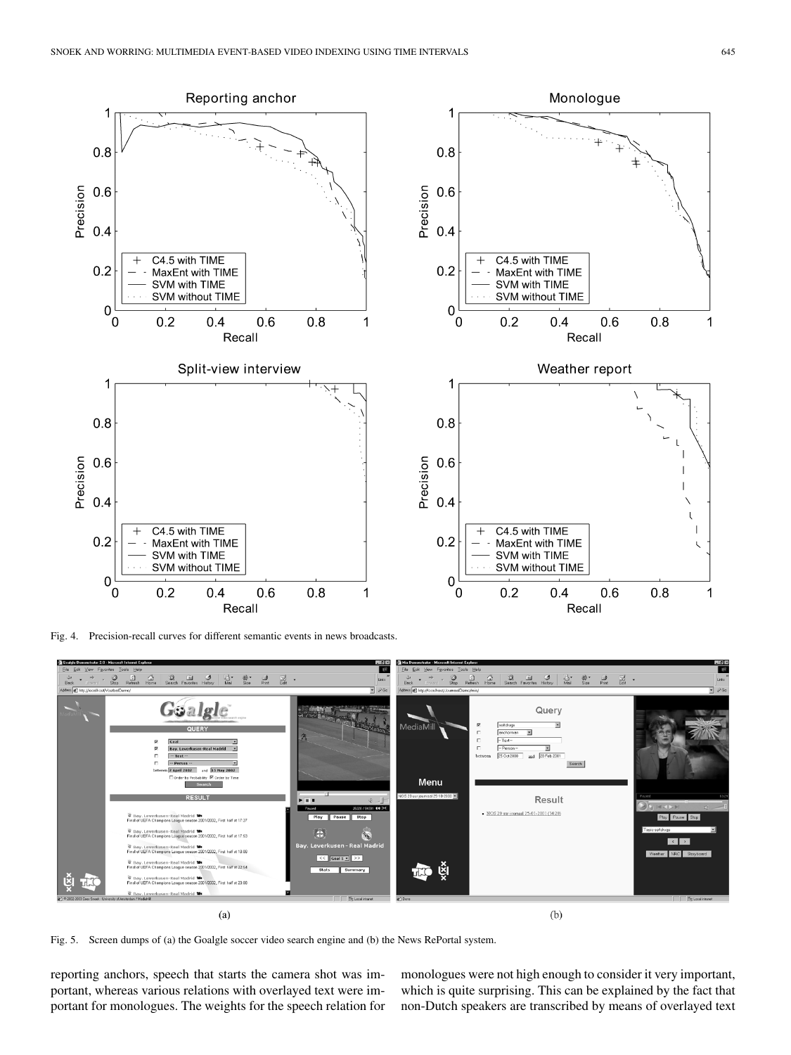Fig. 4. Precision-recall curves for different semantic events in news broadcasts.

Fig. 5. Screen dumps of (a) the Goalgle soccer video search engine and (b) the News RePortal system.

reporting anchors, speech that starts the camera shot was important, whereas various relations with overlayed text were important for monologues. The weights for the speech relation for monologues were not high enough to consider it very important, which is quite surprising. This can be explained by the fact that non-Dutch speakers are transcribed by means of overlayed text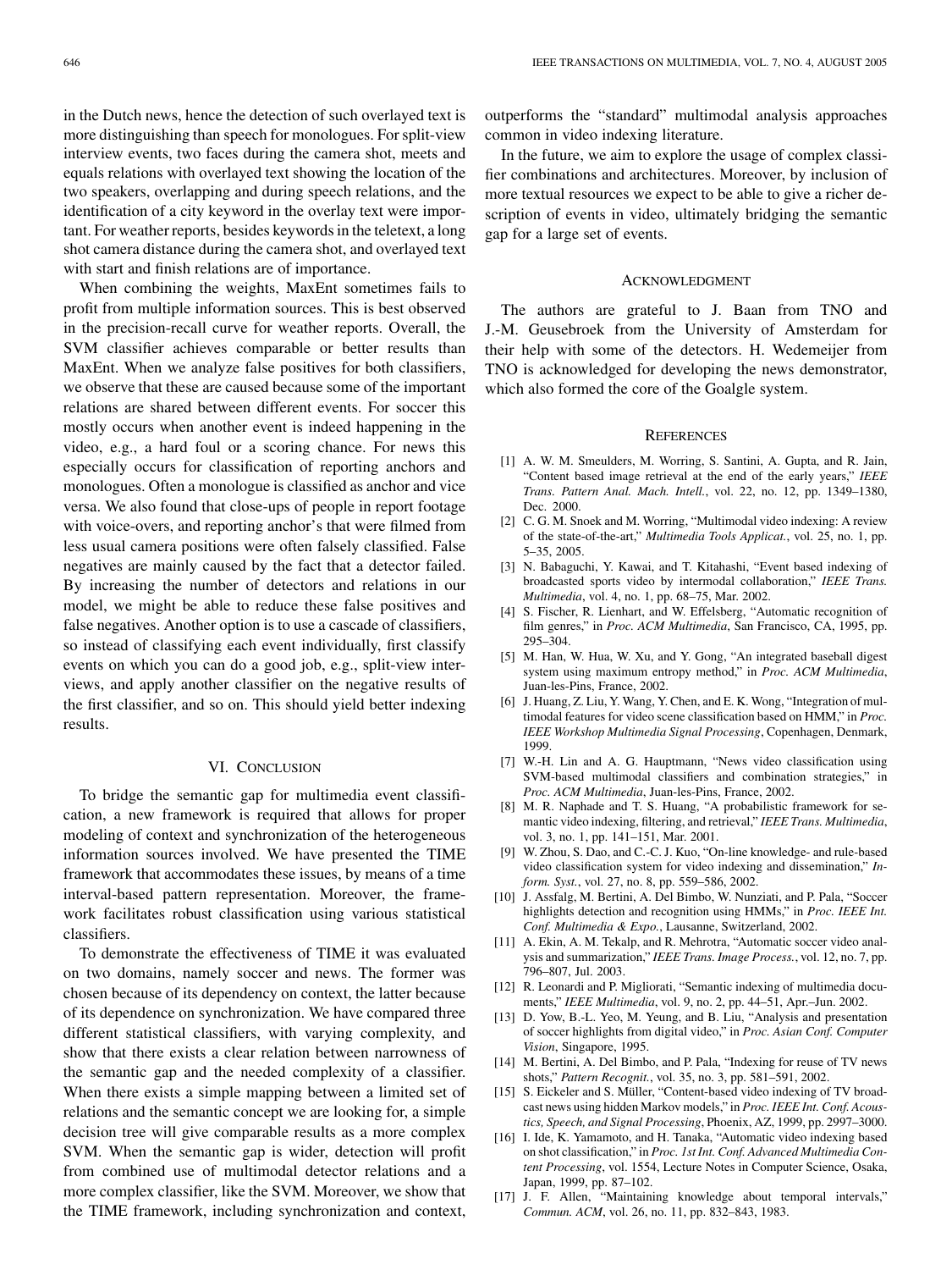in the Dutch news, hence the detection of such overlayed text is more distinguishing than speech for monologues. For split-view interview events, two faces during the camera shot, meets and equals relations with overlayed text showing the location of the two speakers, overlapping and during speech relations, and the identification of a city keyword in the overlay text were important. For weather reports, besides keywords in the teletext, a long shot camera distance during the camera shot, and overlayed text with start and finish relations are of importance.

When combining the weights, MaxEnt sometimes fails to profit from multiple information sources. This is best observed in the precision-recall curve for weather reports. Overall, the SVM classifier achieves comparable or better results than MaxEnt. When we analyze false positives for both classifiers, we observe that these are caused because some of the important relations are shared between different events. For soccer this mostly occurs when another event is indeed happening in the video, e.g., a hard foul or a scoring chance. For news this especially occurs for classification of reporting anchors and monologues. Often a monologue is classified as anchor and vice versa. We also found that close-ups of people in report footage with voice-overs, and reporting anchor's that were filmed from less usual camera positions were often falsely classified. False negatives are mainly caused by the fact that a detector failed. By increasing the number of detectors and relations in our model, we might be able to reduce these false positives and false negatives. Another option is to use a cascade of classifiers, so instead of classifying each event individually, first classify events on which you can do a good job, e.g., split-view interviews, and apply another classifier on the negative results of the first classifier, and so on. This should yield better indexing results.

## VI. Conclusion

To bridge the semantic gap for multimedia event classification, a new framework is required that allows for proper modeling of context and synchronization of the heterogeneous information sources involved. We have presented the TIME framework that accommodates these issues, by means of a time interval-based pattern representation. Moreover, the framework facilitates robust classification using various statistical classifiers.

To demonstrate the effectiveness of TIME it was evaluated on two domains, namely soccer and news. The former was chosen because of its dependency on context, the latter because of its dependence on synchronization. We have compared three different statistical classifiers, with varying complexity, and show that there exists a clear relation between narrowness of the semantic gap and the needed complexity of a classifier. When there exists a simple mapping between a limited set of relations and the semantic concept we are looking for, a simple decision tree will give comparable results as a more complex SVM. When the semantic gap is wider, detection will profit from combined use of multimodal detector relations and a more complex classifier, like the SVM. Moreover, we show that the TIME framework, including synchronization and context, outperforms the "standard" multimodal analysis approaches common in video indexing literature.

In the future, we aim to explore the usage of complex classifier combinations and architectures. Moreover, by inclusion of more textual resources we expect to be able to give a richer description of events in video, ultimately bridging the semantic gap for a large set of events.

## Acknowledgment

The authors are grateful to J. Baan from TNO and J.-M. Geusebroek from the University of Amsterdam for their help with some of the detectors. H. Wedemeijer from TNO is acknowledged for developing the news demonstrator, which also formed the core of the Goalgle system.

## References

[1] A. W. M. Smeulders, M. Worring, S. Santini, A. Gupta, and R. Jain, "Content based image retrieval at the end of the early years," *IEEE Trans. Pattern Anal. Mach. Intell.*, vol. 22, no. 12, pp. 1349–1380, Dec. 2000.

[2] C. G. M. Snoek and M. Worring, "Multimodal video indexing: A review of the state-of-the-art," *Multimedia Tools Applicat.*, vol. 25, no. 1, pp. 5–35, 2005.

[3] N. Babaguchi, Y. Kawai, and T. Kitahashi, "Event based indexing of broadcasted sports video by intermodal collaboration," *IEEE Trans. Multimedia*, vol. 4, no. 1, pp. 68–75, Mar. 2002.

[4] S. Fischer, R. Lienhart, and W. Effelsberg, "Automatic recognition of film genres," in *Proc. ACM Multimedia*, San Francisco, CA, 1995, pp. 295–304.

[5] M. Han, W. Hua, W. Xu, and Y. Gong, "An integrated baseball digest system using maximum entropy method," in *Proc. ACM Multimedia*, Juan-les-Pins, France, 2002.

[6] J. Huang, Z. Liu, Y. Wang, Y. Chen, and E. K. Wong, "Integration of multimodal features for video scene classification based on HMM," in *Proc. IEEE Workshop Multimedia Signal Processing*, Copenhagen, Denmark, 1999.

[7] W.-H. Lin and A. G. Hauptmann, "News video classification using SVM-based multimodal classifiers and combination strategies," in *Proc. ACM Multimedia*, Juan-les-Pins, France, 2002.

[8] M. R. Naphade and T. S. Huang, "A probabilistic framework for semantic video indexing, filtering, and retrieval," *IEEE Trans. Multimedia*, vol. 3, no. 1, pp. 141–151, Mar. 2001.

[9] W. Zhou, S. Dao, and C.-C. J. Kuo, "On-line knowledge- and rule-based video classification system for video indexing and dissemination," *Inform. Syst.*, vol. 27, no. 8, pp. 559–586, 2002.

[10] J. Assfalg, M. Bertini, A. Del Bimbo, W. Nunziati, and P. Pala, "Soccer highlights detection and recognition using HMMs," in *Proc. IEEE Int. Conf. Multimedia & Expo.*, Lausanne, Switzerland, 2002.

[11] A. Ekin, A. M. Tekalp, and R. Mehrotra, "Automatic soccer video analysis and summarization," *IEEE Trans. Image Process.*, vol. 12, no. 7, pp. 796–807, Jul. 2003.

[12] R. Leonardi and P. Migliorati, "Semantic indexing of multimedia documents," *IEEE Multimedia*, vol. 9, no. 2, pp. 44–51, Apr.–Jun. 2002.

[13] D. Yow, B.-L. Yeo, M. Yeung, and B. Liu, "Analysis and presentation of soccer highlights from digital video," in *Proc. Asian Conf. Computer Vision*, Singapore, 1995.

[14] M. Bertini, A. Del Bimbo, and P. Pala, "Indexing for reuse of TV news shots," *Pattern Recognit.*, vol. 35, no. 3, pp. 581–591, 2002.

[15] S. Eickeler and S. Müller, "Content-based video indexing of TV broadcast news using hidden Markov models," in *Proc. IEEE Int. Conf. Acoustics, Speech, and Signal Processing*, Phoenix, AZ, 1999, pp. 2997–3000.

[16] I. Ide, K. Yamamoto, and H. Tanaka, "Automatic video indexing based on shot classification," in *Proc. 1st Int. Conf. Advanced Multimedia Content Processing*, vol. 1554, Lecture Notes in Computer Science, Osaka, Japan, 1999, pp. 87–102.

[17] J. F. Allen, "Maintaining knowledge about temporal intervals," *Commun. ACM*, vol. 26, no. 11, pp. 832–843, 1983.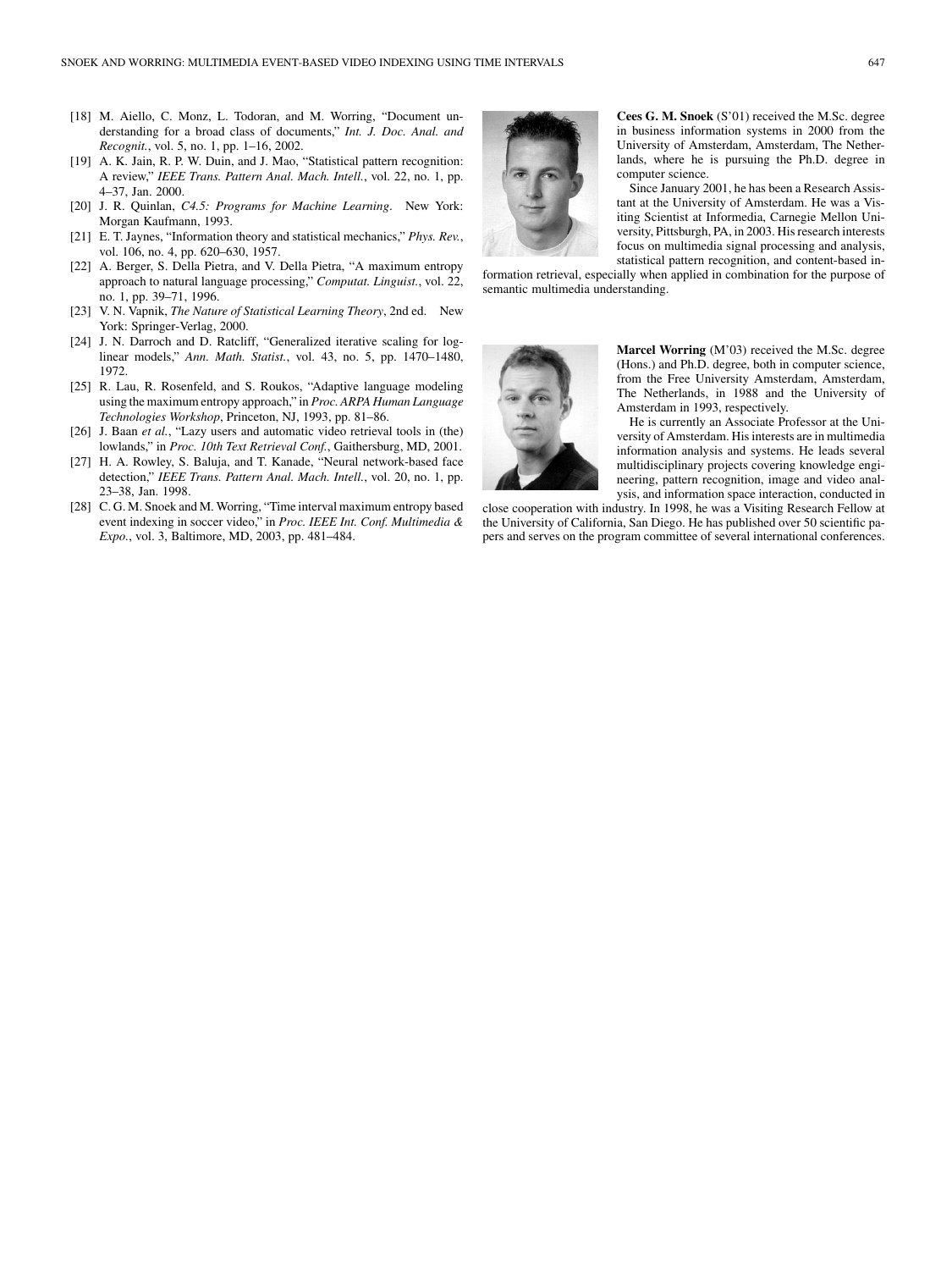[18] M. Aiello, C. Monz, L. Todoran, and M. Worring, "Document understanding for a broad class of documents," *Int. J. Doc. Anal. and Recognit.*, vol. 5, no. 1, pp. 1–16, 2002.

[19] A. K. Jain, R. P. W. Duin, and J. Mao, "Statistical pattern recognition: A review," *IEEE Trans. Pattern Anal. Mach. Intell.*, vol. 22, no. 1, pp. 4–37, Jan. 2000.

[20] J. R. Quinlan, *C4.5: Programs for Machine Learning*. New York: Morgan Kaufmann, 1993.

[21] E. T. Jaynes, "Information theory and statistical mechanics," *Phys. Rev.*, vol. 106, no. 4, pp. 620–630, 1957.

[22] A. Berger, S. Della Pietra, and V. Della Pietra, "A maximum entropy approach to natural language processing," *Computat. Linguist.*, vol. 22, no. 1, pp. 39–71, 1996.

[23] V. N. Vapnik, *The Nature of Statistical Learning Theory*, 2nd ed. New York: Springer-Verlag, 2000.

[24] J. N. Darroch and D. Ratcliff, "Generalized iterative scaling for log-linear models," *Ann. Math. Statist.*, vol. 43, no. 5, pp. 1470–1480, 1972.

[25] R. Lau, R. Rosenfeld, and S. Roukos, "Adaptive language modeling using the maximum entropy approach," in *Proc. ARPA Human Language Technologies Workshop*, Princeton, NJ, 1993, pp. 81–86.

[26] J. Baan *et al.*, "Lazy users and automatic video retrieval tools in (the) lowlands," in *Proc. 10th Text Retrieval Conf.*, Gaithersburg, MD, 2001.

[27] H. A. Rowley, S. Baluja, and T. Kanade, "Neural network-based face detection," *IEEE Trans. Pattern Anal. Mach. Intell.*, vol. 20, no. 1, pp. 23–38, Jan. 1998.

[28] C. G. M. Snoek and M. Worring, "Time interval maximum entropy based event indexing in soccer video," in *Proc. IEEE Int. Conf. Multimedia & Expo.*, vol. 3, Baltimore, MD, 2003, pp. 481–484.

**Cees G. M. Snoek** (S'01) received the M.Sc. degree in business information systems in 2000 from the University of Amsterdam, Amsterdam, The Netherlands, where he is pursuing the Ph.D. degree in computer science.

Since January 2001, he has been a Research Assistant at the University of Amsterdam. He was a Visiting Scientist at Informedia, Carnegie Mellon University, Pittsburgh, PA, in 2003. His research interests focus on multimedia signal processing and analysis, statistical pattern recognition, and content-based information retrieval, especially when applied in combination for the purpose of semantic multimedia understanding.

**Marcel Worring** (M'03) received the M.Sc. degree (Hons.) and Ph.D. degree, both in computer science, from the Free University Amsterdam, Amsterdam, The Netherlands, in 1988 and the University of Amsterdam in 1993, respectively.

He is currently an Associate Professor at the University of Amsterdam. His interests are in multimedia information analysis and systems. He leads several multidisciplinary projects covering knowledge engineering, pattern recognition, image and video analysis, and information space interaction, conducted in close cooperation with industry. In 1998, he was a Visiting Research Fellow at the University of California, San Diego. He has published over 50 scientific papers and serves on the program committee of several international conferences.